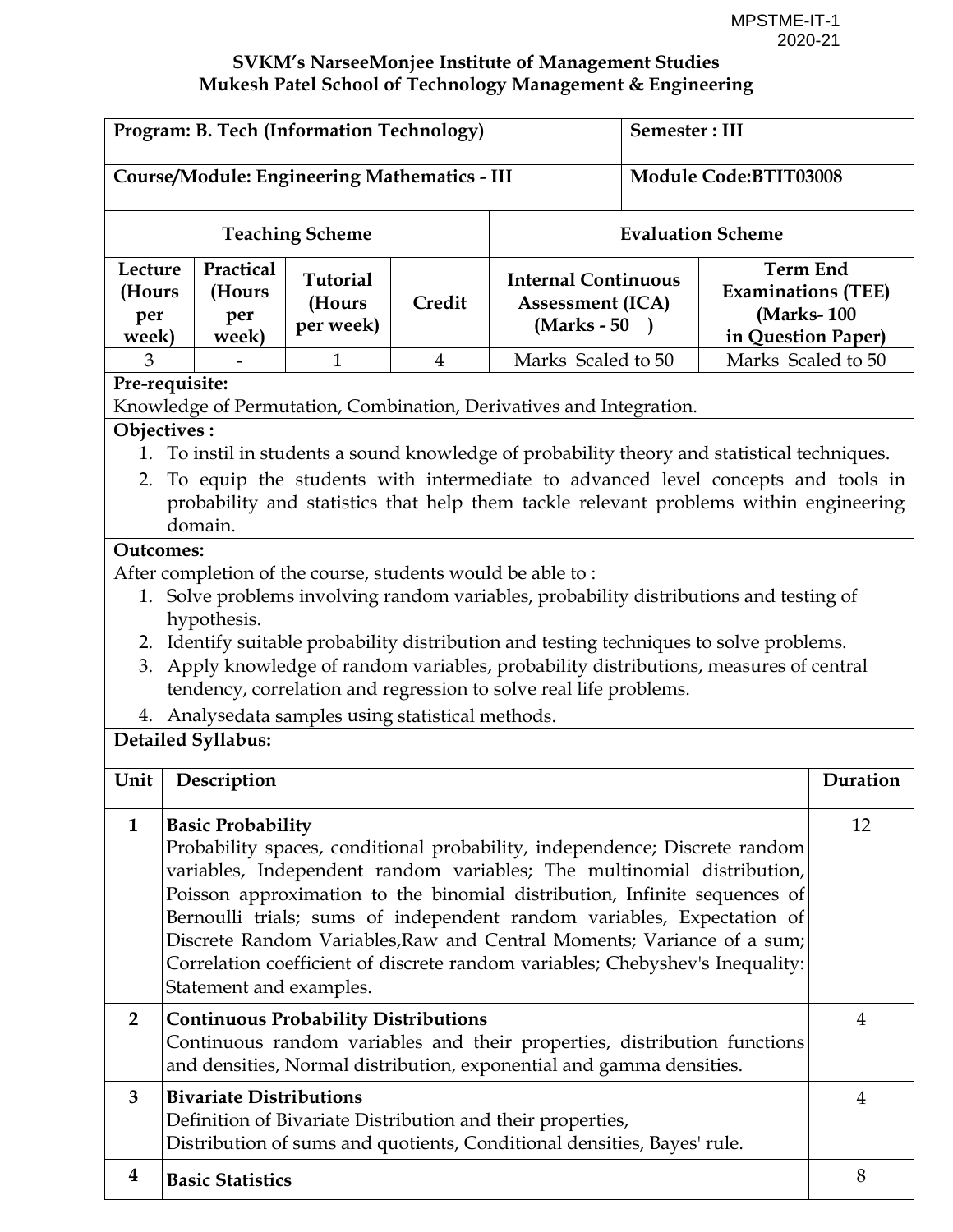MPSTME-IT-1
2020-21

**SVKM's NarseeMonjee Institute of Management Studies**
**Mukesh Patel School of Technology Management & Engineering**

| **Program: B. Tech (Information Technology)** | | | | **Semester : III** | |
|---|---|---|---|---|---|
| **Course/Module: Engineering Mathematics - III** | | | | **Module Code:BTIT03008** | |
| **Teaching Scheme** | | | | **Evaluation Scheme** | |
| **Lecture (Hours per week)** | **Practical (Hours per week)** | **Tutorial (Hours per week)** | **Credit** | **Internal Continuous Assessment (ICA) (Marks - 50 )** | **Term End Examinations (TEE) (Marks- 100 in Question Paper)** |
| 3 | - | 1 | 4 | Marks Scaled to 50 | Marks Scaled to 50 |

**Pre-requisite:**

Knowledge of Permutation, Combination, Derivatives and Integration.

**Objectives :**

1. To instil in students a sound knowledge of probability theory and statistical techniques.
2. To equip the students with intermediate to advanced level concepts and tools in probability and statistics that help them tackle relevant problems within engineering domain.

**Outcomes:**

After completion of the course, students would be able to :

1. Solve problems involving random variables, probability distributions and testing of hypothesis.
2. Identify suitable probability distribution and testing techniques to solve problems.
3. Apply knowledge of random variables, probability distributions, measures of central tendency, correlation and regression to solve real life problems.
4. Analysedata samples using statistical methods.

**Detailed Syllabus:**

| Unit | Description | Duration |
|---|---|---|
| **1** | **Basic Probability** Probability spaces, conditional probability, independence; Discrete random variables, Independent random variables; The multinomial distribution, Poisson approximation to the binomial distribution, Infinite sequences of Bernoulli trials; sums of independent random variables, Expectation of Discrete Random Variables,Raw and Central Moments; Variance of a sum; Correlation coefficient of discrete random variables; Chebyshev's Inequality: Statement and examples. | 12 |
| **2** | **Continuous Probability Distributions** Continuous random variables and their properties, distribution functions and densities, Normal distribution, exponential and gamma densities. | 4 |
| **3** | **Bivariate Distributions** Definition of Bivariate Distribution and their properties, Distribution of sums and quotients, Conditional densities, Bayes' rule. | 4 |
| **4** | **Basic Statistics** | 8 |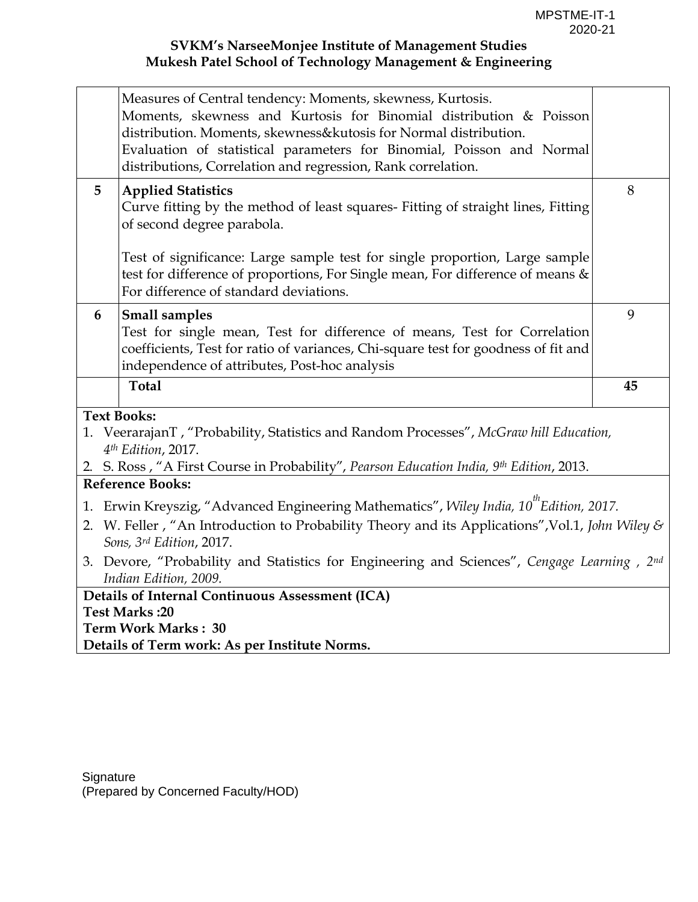**SVKM's NarseeMonjee Institute of Management Studies**
**Mukesh Patel School of Technology Management & Engineering**

| | | |
|---|---|---|
| | Measures of Central tendency: Moments, skewness, Kurtosis. Moments, skewness and Kurtosis for Binomial distribution & Poisson distribution. Moments, skewness&kutosis for Normal distribution. Evaluation of statistical parameters for Binomial, Poisson and Normal distributions, Correlation and regression, Rank correlation. | |
| 5 | **Applied Statistics** Curve fitting by the method of least squares- Fitting of straight lines, Fitting of second degree parabola. Test of significance: Large sample test for single proportion, Large sample test for difference of proportions, For Single mean, For difference of means & For difference of standard deviations. | 8 |
| 6 | **Small samples** Test for single mean, Test for difference of means, Test for Correlation coefficients, Test for ratio of variances, Chi-square test for goodness of fit and independence of attributes, Post-hoc analysis | 9 |
| | **Total** | **45** |

**Text Books:**

1. VeerarajanT , "Probability, Statistics and Random Processes", *McGraw hill Education, 4th Edition*, 2017.
2. S. Ross , "A First Course in Probability", *Pearson Education India, 9th Edition*, 2013.

**Reference Books:**

1. Erwin Kreyszig, "Advanced Engineering Mathematics", *Wiley India, 10th Edition, 2017.*
2. W. Feller , "An Introduction to Probability Theory and its Applications",Vol.1, *John Wiley & Sons, 3rd Edition*, 2017.
3. Devore, "Probability and Statistics for Engineering and Sciences", *Cengage Learning , 2nd Indian Edition, 2009.*

**Details of Internal Continuous Assessment (ICA)**
**Test Marks :20**
**Term Work Marks : 30**
**Details of Term work: As per Institute Norms.**

Signature
(Prepared by Concerned Faculty/HOD)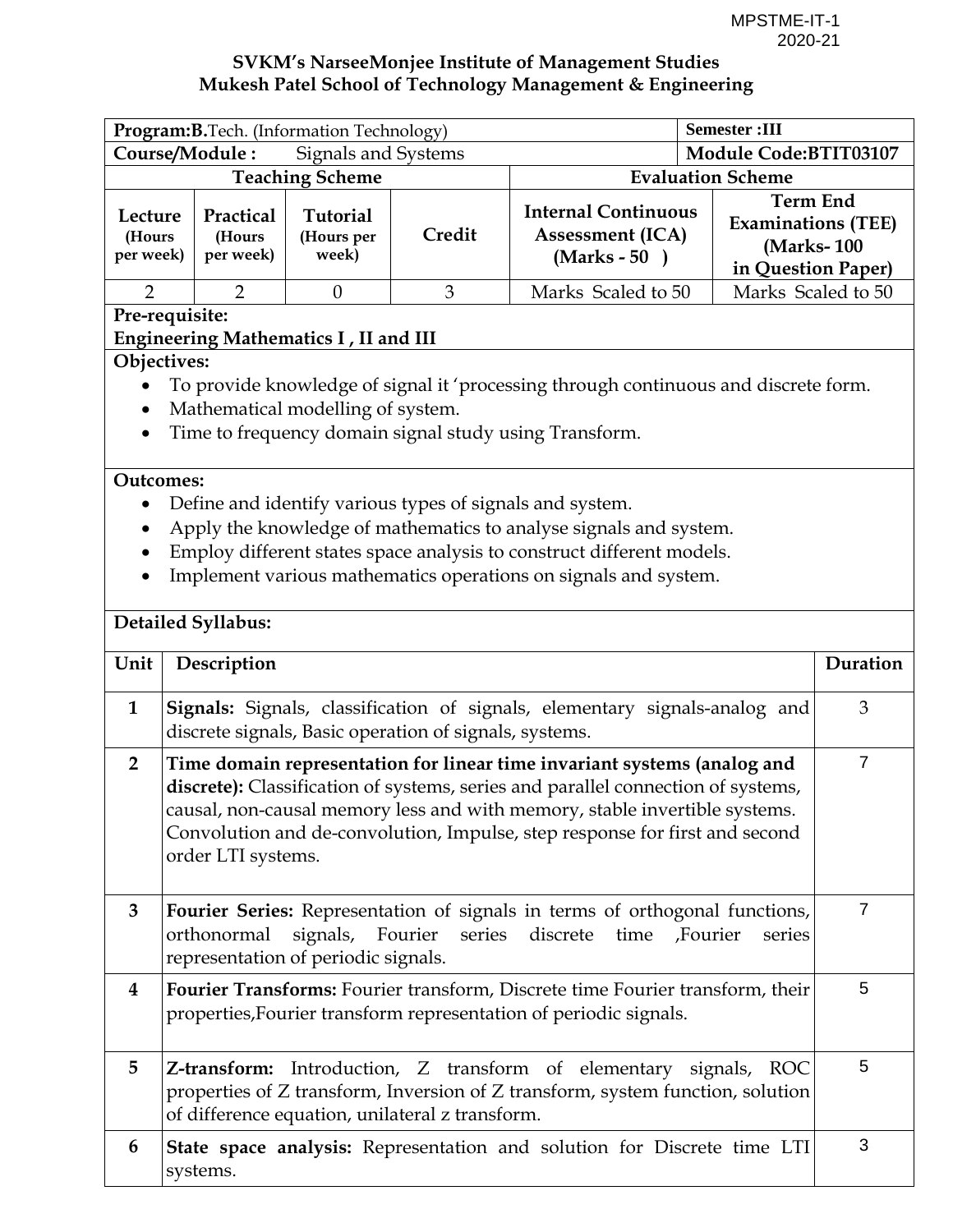MPSTME-IT-1
2020-21

**SVKM's NarseeMonjee Institute of Management Studies**
**Mukesh Patel School of Technology Management & Engineering**

| **Program:B.**Tech. (Information Technology) | | | | **Semester :III** | |
|---|---|---|---|---|---|
| **Course/Module :** Signals and Systems | | | | **Module Code:BTIT03107** | |
| **Teaching Scheme** | | | | **Evaluation Scheme** | |
| **Lecture (Hours per week)** | **Practical (Hours per week)** | **Tutorial (Hours per week)** | **Credit** | **Internal Continuous Assessment (ICA) (Marks - 50 )** | **Term End Examinations (TEE) (Marks- 100 in Question Paper)** |
| 2 | 2 | 0 | 3 | Marks Scaled to 50 | Marks Scaled to 50 |

**Pre-requisite:**
**Engineering Mathematics I , II and III**

**Objectives:**

- To provide knowledge of signal it 'processing through continuous and discrete form.
- Mathematical modelling of system.
- Time to frequency domain signal study using Transform.

**Outcomes:**

- Define and identify various types of signals and system.
- Apply the knowledge of mathematics to analyse signals and system.
- Employ different states space analysis to construct different models.
- Implement various mathematics operations on signals and system.

**Detailed Syllabus:**

| Unit | Description | Duration |
|---|---|---|
| **1** | **Signals:** Signals, classification of signals, elementary signals-analog and discrete signals, Basic operation of signals, systems. | 3 |
| **2** | **Time domain representation for linear time invariant systems (analog and discrete):** Classification of systems, series and parallel connection of systems, causal, non-causal memory less and with memory, stable invertible systems. Convolution and de-convolution, Impulse, step response for first and second order LTI systems. | 7 |
| **3** | **Fourier Series:** Representation of signals in terms of orthogonal functions, orthonormal signals, Fourier series discrete time ,Fourier series representation of periodic signals. | 7 |
| **4** | **Fourier Transforms:** Fourier transform, Discrete time Fourier transform, their properties,Fourier transform representation of periodic signals. | 5 |
| **5** | **Z-transform:** Introduction, Z transform of elementary signals, ROC properties of Z transform, Inversion of Z transform, system function, solution of difference equation, unilateral z transform. | 5 |
| **6** | **State space analysis:** Representation and solution for Discrete time LTI systems. | 3 |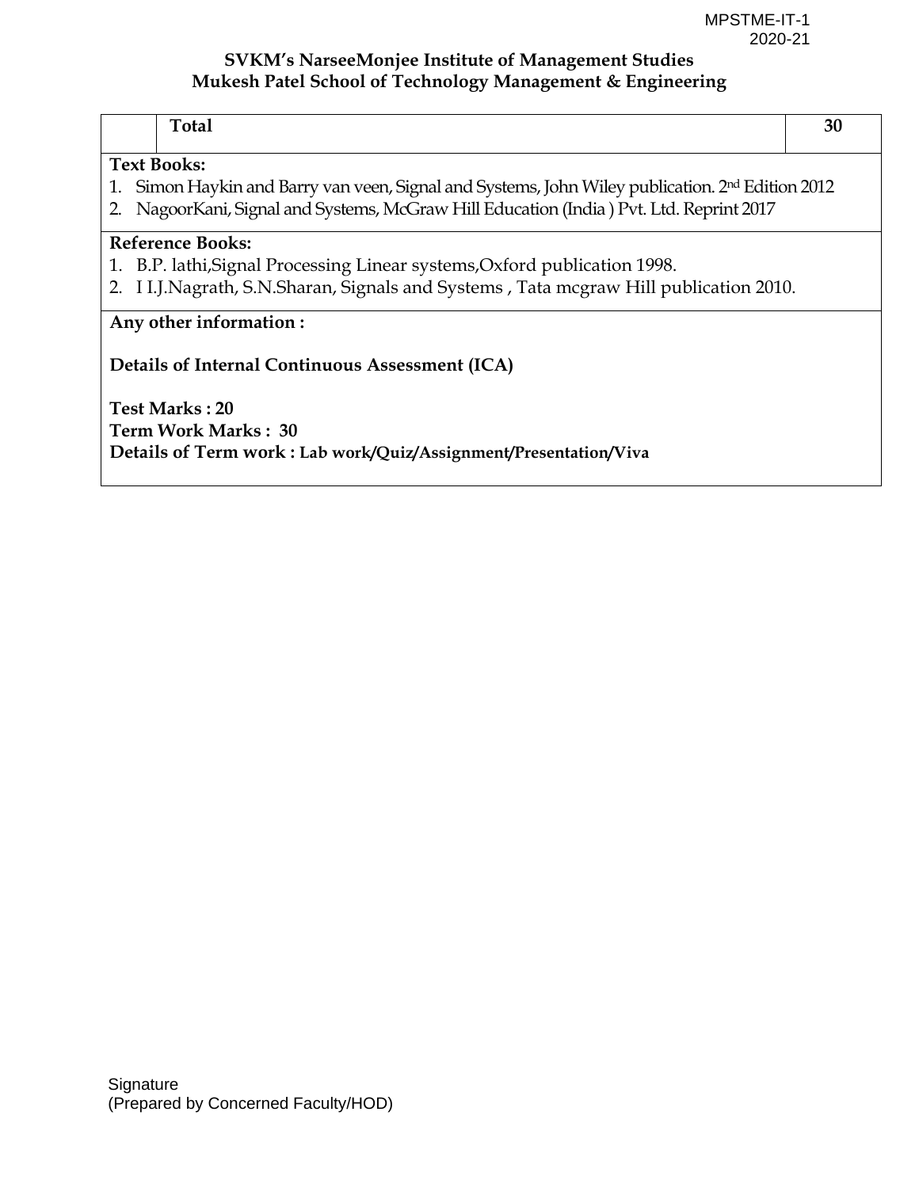**SVKM's NarseeMonjee Institute of Management Studies**
**Mukesh Patel School of Technology Management & Engineering**

| | **Total** | **30** |
|---|---|---|

**Text Books:**

1. Simon Haykin and Barry van veen, Signal and Systems, John Wiley publication. 2nd Edition 2012
2. NagoorKani, Signal and Systems, McGraw Hill Education (India ) Pvt. Ltd. Reprint 2017

**Reference Books:**

1. B.P. lathi,Signal Processing Linear systems,Oxford publication 1998.
2. I I.J.Nagrath, S.N.Sharan, Signals and Systems , Tata mcgraw Hill publication 2010.

**Any other information :**

**Details of Internal Continuous Assessment (ICA)**

**Test Marks : 20**
**Term Work Marks : 30**
**Details of Term work : Lab work/Quiz/Assignment/Presentation/Viva**

Signature
(Prepared by Concerned Faculty/HOD)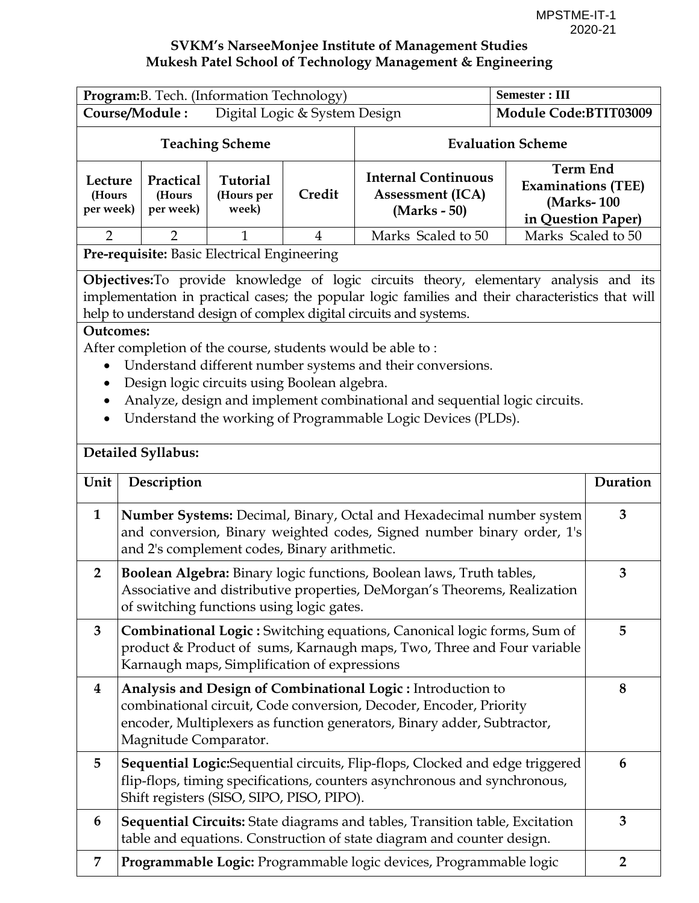MPSTME-IT-1
2020-21

**SVKM's NarseeMonjee Institute of Management Studies**
**Mukesh Patel School of Technology Management & Engineering**

| **Program:** B. Tech. (Information Technology) | | | | **Semester : III** | |
|---|---|---|---|---|---|
| **Course/Module :** Digital Logic & System Design | | | | **Module Code:BTIT03009** | |
| **Teaching Scheme** | | | | **Evaluation Scheme** | |
| **Lecture (Hours per week)** | **Practical (Hours per week)** | **Tutorial (Hours per week)** | **Credit** | **Internal Continuous Assessment (ICA) (Marks - 50)** | **Term End Examinations (TEE) (Marks- 100 in Question Paper)** |
| 2 | 2 | 1 | 4 | Marks Scaled to 50 | Marks Scaled to 50 |

**Pre-requisite:** Basic Electrical Engineering

**Objectives:** To provide knowledge of logic circuits theory, elementary analysis and its implementation in practical cases; the popular logic families and their characteristics that will help to understand design of complex digital circuits and systems.

**Outcomes:**

After completion of the course, students would be able to :

- Understand different number systems and their conversions.
- Design logic circuits using Boolean algebra.
- Analyze, design and implement combinational and sequential logic circuits.
- Understand the working of Programmable Logic Devices (PLDs).

**Detailed Syllabus:**

| Unit | Description | Duration |
|---|---|---|
| **1** | **Number Systems:** Decimal, Binary, Octal and Hexadecimal number system and conversion, Binary weighted codes, Signed number binary order, 1's and 2's complement codes, Binary arithmetic. | **3** |
| **2** | **Boolean Algebra:** Binary logic functions, Boolean laws, Truth tables, Associative and distributive properties, DeMorgan's Theorems, Realization of switching functions using logic gates. | **3** |
| **3** | **Combinational Logic :** Switching equations, Canonical logic forms, Sum of product & Product of sums, Karnaugh maps, Two, Three and Four variable Karnaugh maps, Simplification of expressions | **5** |
| **4** | **Analysis and Design of Combinational Logic :** Introduction to combinational circuit, Code conversion, Decoder, Encoder, Priority encoder, Multiplexers as function generators, Binary adder, Subtractor, Magnitude Comparator. | **8** |
| **5** | **Sequential Logic:** Sequential circuits, Flip-flops, Clocked and edge triggered flip-flops, timing specifications, counters asynchronous and synchronous, Shift registers (SISO, SIPO, PISO, PIPO). | **6** |
| **6** | **Sequential Circuits:** State diagrams and tables, Transition table, Excitation table and equations. Construction of state diagram and counter design. | **3** |
| **7** | **Programmable Logic:** Programmable logic devices, Programmable logic | **2** |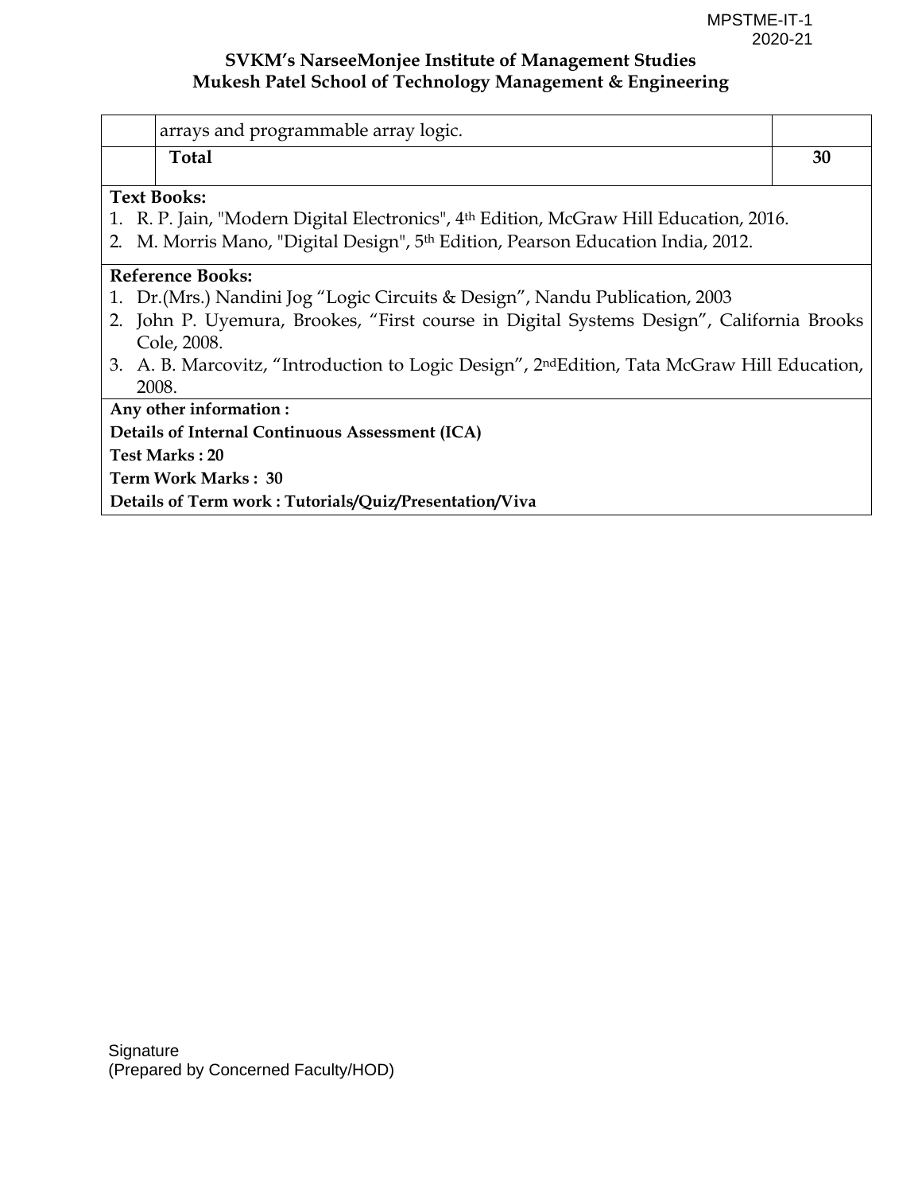**SVKM's NarseeMonjee Institute of Management Studies**
**Mukesh Patel School of Technology Management & Engineering**

| | | |
|---|---|---|
| | arrays and programmable array logic. | |
| | **Total** | **30** |

**Text Books:**

1. R. P. Jain, "Modern Digital Electronics", 4th Edition, McGraw Hill Education, 2016.
2. M. Morris Mano, "Digital Design", 5th Edition, Pearson Education India, 2012.

**Reference Books:**

1. Dr.(Mrs.) Nandini Jog "Logic Circuits & Design", Nandu Publication, 2003
2. John P. Uyemura, Brookes, "First course in Digital Systems Design", California Brooks Cole, 2008.
3. A. B. Marcovitz, "Introduction to Logic Design", 2ndEdition, Tata McGraw Hill Education, 2008.

**Any other information :**

**Details of Internal Continuous Assessment (ICA)**

**Test Marks : 20**

**Term Work Marks : 30**

**Details of Term work : Tutorials/Quiz/Presentation/Viva**

Signature
(Prepared by Concerned Faculty/HOD)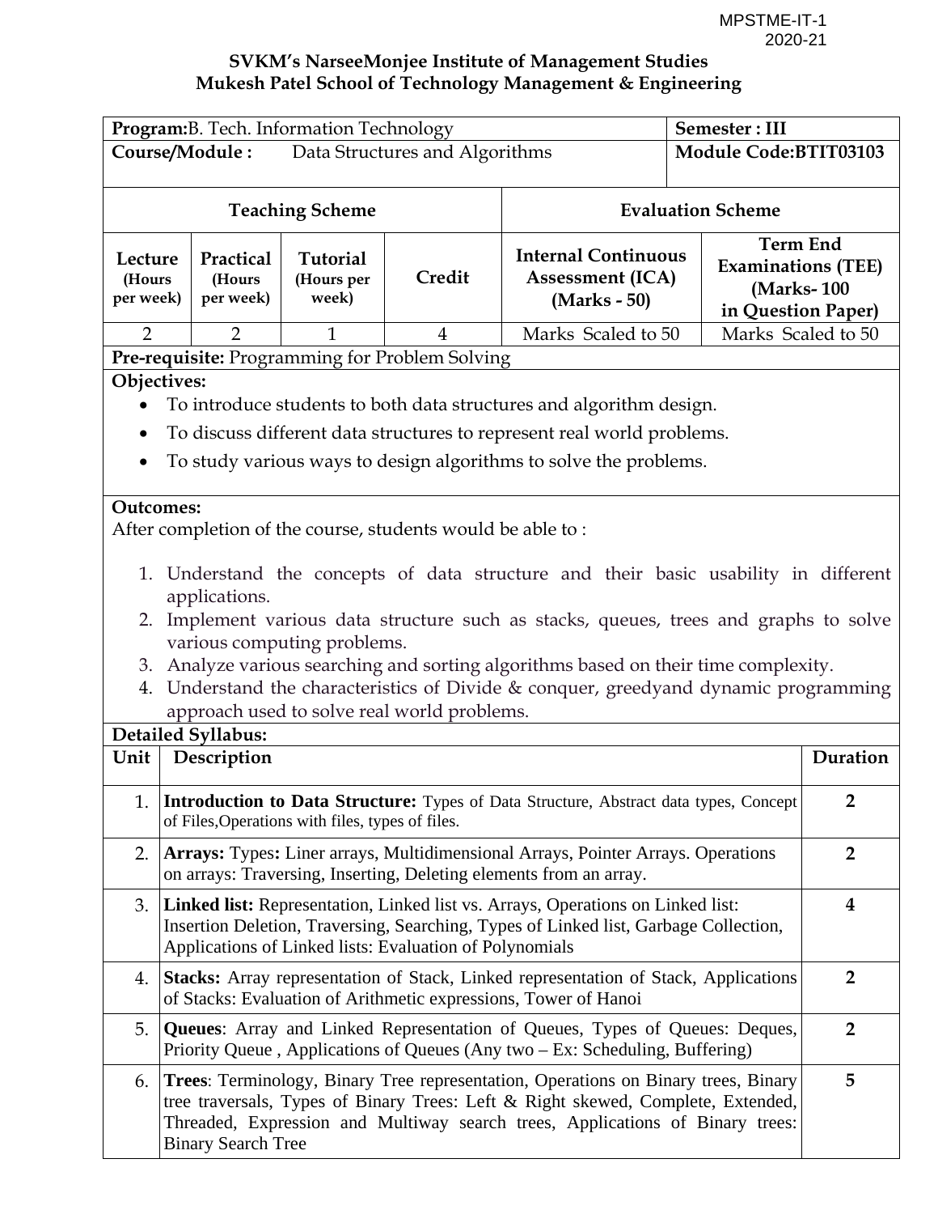MPSTME-IT-1
2020-21

**SVKM's NarseeMonjee Institute of Management Studies**
**Mukesh Patel School of Technology Management & Engineering**

| **Program:** B. Tech. Information Technology | | | | **Semester : III** | |
|---|---|---|---|---|---|
| **Course/Module :** Data Structures and Algorithms | | | | **Module Code:BTIT03103** | |
| **Teaching Scheme** | | | | **Evaluation Scheme** | |
| **Lecture (Hours per week)** | **Practical (Hours per week)** | **Tutorial (Hours per week)** | **Credit** | **Internal Continuous Assessment (ICA) (Marks - 50)** | **Term End Examinations (TEE) (Marks- 100 in Question Paper)** |
| 2 | 2 | 1 | 4 | Marks Scaled to 50 | Marks Scaled to 50 |

**Pre-requisite:** Programming for Problem Solving

**Objectives:**

- To introduce students to both data structures and algorithm design.
- To discuss different data structures to represent real world problems.
- To study various ways to design algorithms to solve the problems.

**Outcomes:**

After completion of the course, students would be able to :

1. Understand the concepts of data structure and their basic usability in different applications.
2. Implement various data structure such as stacks, queues, trees and graphs to solve various computing problems.
3. Analyze various searching and sorting algorithms based on their time complexity.
4. Understand the characteristics of Divide & conquer, greedyand dynamic programming approach used to solve real world problems.

**Detailed Syllabus:**

| Unit | Description | Duration |
|---|---|---|
| 1. | **Introduction to Data Structure:** Types of Data Structure, Abstract data types, Concept of Files,Operations with files, types of files. | **2** |
| 2. | **Arrays:** Types**:** Liner arrays, Multidimensional Arrays, Pointer Arrays. Operations on arrays: Traversing, Inserting, Deleting elements from an array. | **2** |
| 3. | **Linked list:** Representation, Linked list vs. Arrays, Operations on Linked list: Insertion Deletion, Traversing, Searching, Types of Linked list, Garbage Collection, Applications of Linked lists: Evaluation of Polynomials | **4** |
| 4. | **Stacks:** Array representation of Stack, Linked representation of Stack, Applications of Stacks: Evaluation of Arithmetic expressions, Tower of Hanoi | **2** |
| 5. | **Queues**: Array and Linked Representation of Queues, Types of Queues: Deques, Priority Queue , Applications of Queues (Any two – Ex: Scheduling, Buffering) | **2** |
| 6. | **Trees**: Terminology, Binary Tree representation, Operations on Binary trees, Binary tree traversals, Types of Binary Trees: Left & Right skewed, Complete, Extended, Threaded, Expression and Multiway search trees, Applications of Binary trees: Binary Search Tree | **5** |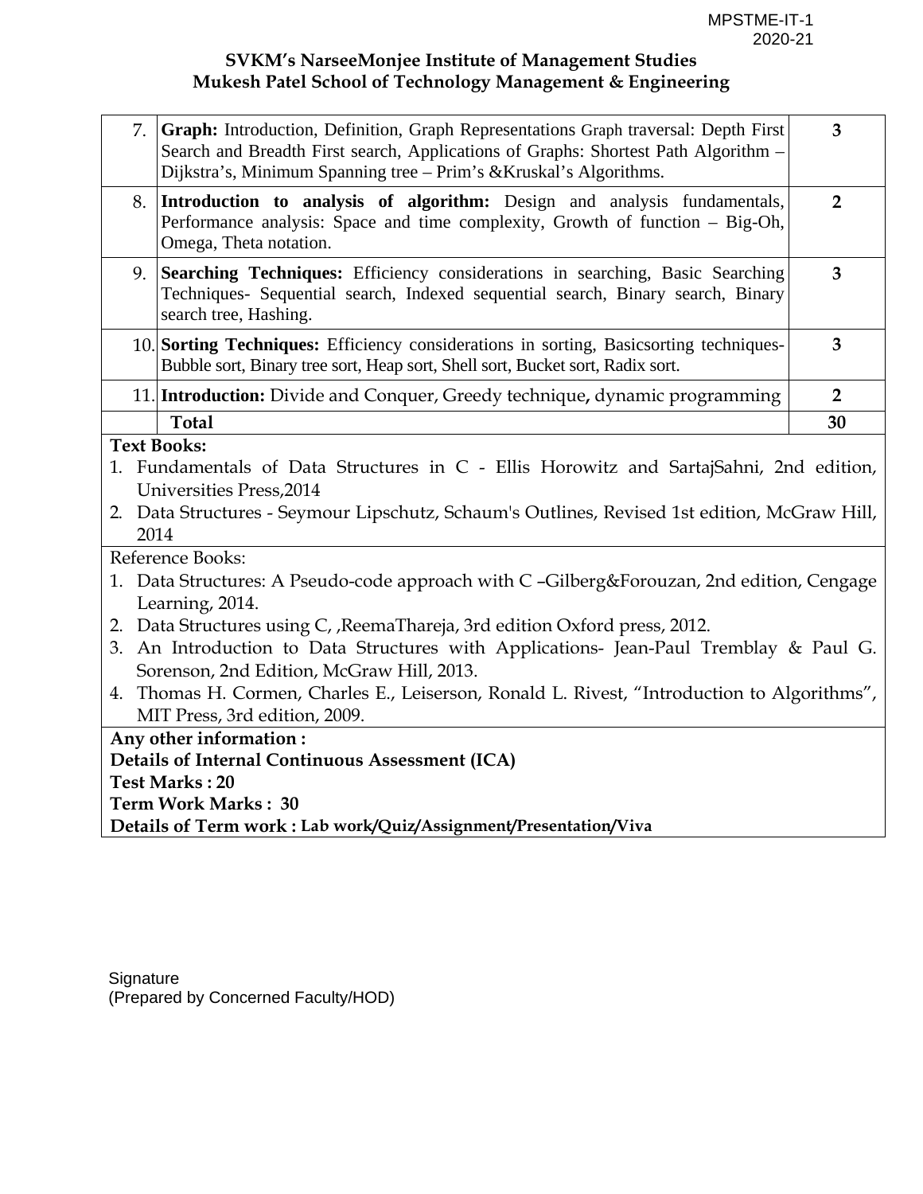**SVKM's NarseeMonjee Institute of Management Studies**
**Mukesh Patel School of Technology Management & Engineering**

| | | |
|---|---|---|
| 7. | **Graph:** Introduction, Definition, Graph Representations Graph traversal: Depth First Search and Breadth First search, Applications of Graphs: Shortest Path Algorithm – Dijkstra's, Minimum Spanning tree – Prim's &Kruskal's Algorithms. | **3** |
| 8. | **Introduction to analysis of algorithm:** Design and analysis fundamentals, Performance analysis: Space and time complexity, Growth of function – Big-Oh, Omega, Theta notation. | **2** |
| 9. | **Searching Techniques:** Efficiency considerations in searching, Basic Searching Techniques- Sequential search, Indexed sequential search, Binary search, Binary search tree, Hashing. | **3** |
| 10. | **Sorting Techniques:** Efficiency considerations in sorting, Basicsorting techniques- Bubble sort, Binary tree sort, Heap sort, Shell sort, Bucket sort, Radix sort. | **3** |
| 11. | **Introduction:** Divide and Conquer, Greedy technique**,** dynamic programming | **2** |
| | **Total** | **30** |

**Text Books:**

1. Fundamentals of Data Structures in C - Ellis Horowitz and SartajSahni, 2nd edition, Universities Press,2014
2. Data Structures - Seymour Lipschutz, Schaum's Outlines, Revised 1st edition, McGraw Hill, 2014

Reference Books:

1. Data Structures: A Pseudo-code approach with C –Gilberg&Forouzan, 2nd edition, Cengage Learning, 2014.
2. Data Structures using C, ,ReemaThareja, 3rd edition Oxford press, 2012.
3. An Introduction to Data Structures with Applications- Jean-Paul Tremblay & Paul G. Sorenson, 2nd Edition, McGraw Hill, 2013.
4. Thomas H. Cormen, Charles E., Leiserson, Ronald L. Rivest, "Introduction to Algorithms", MIT Press, 3rd edition, 2009.

**Any other information :**
**Details of Internal Continuous Assessment (ICA)**
**Test Marks : 20**
**Term Work Marks : 30**
**Details of Term work : Lab work/Quiz/Assignment/Presentation/Viva**

Signature
(Prepared by Concerned Faculty/HOD)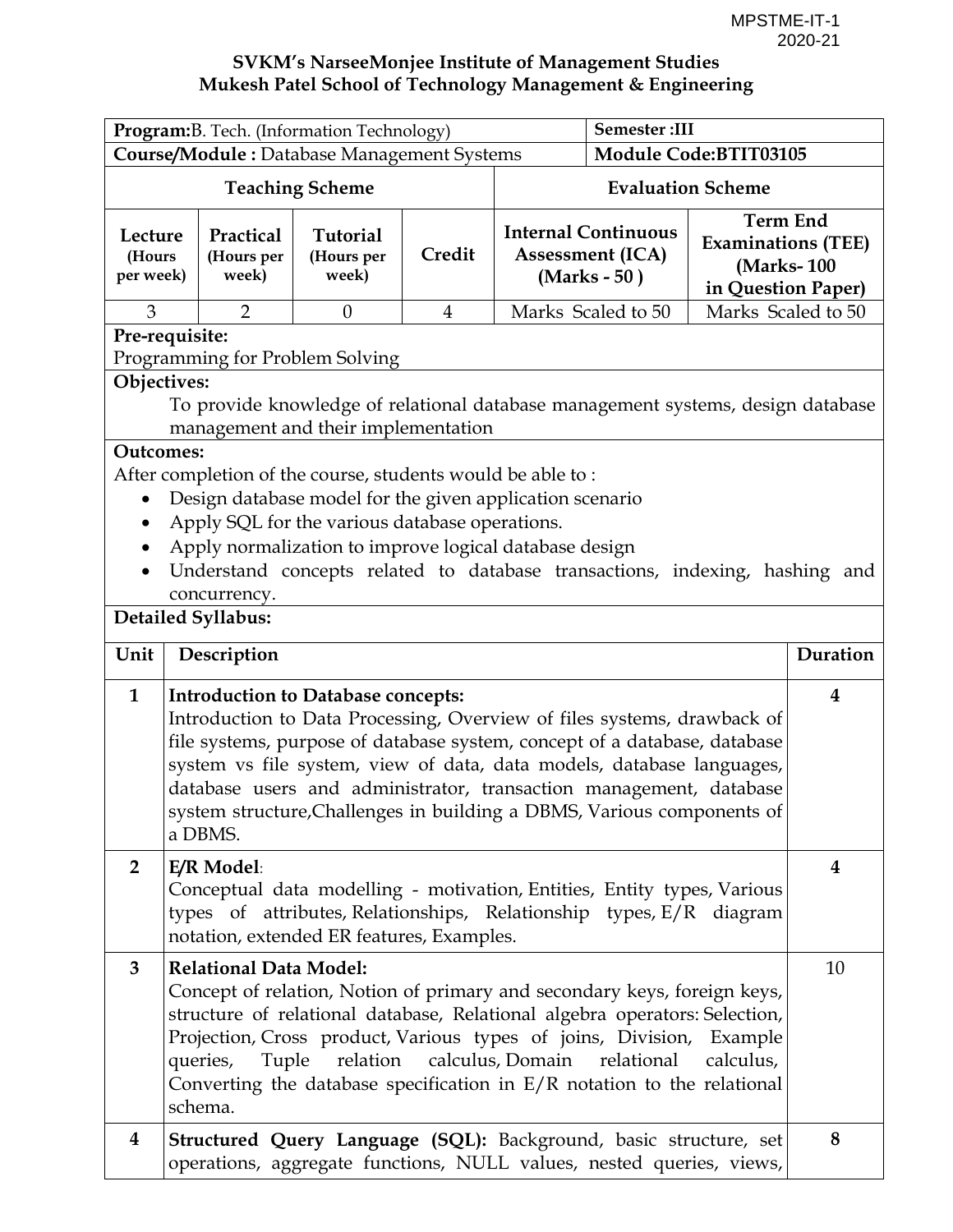**SVKM's NarseeMonjee Institute of Management Studies**
**Mukesh Patel School of Technology Management & Engineering**

| **Program:** B. Tech. (Information Technology) | | | | **Semester :III** | |
|---|---|---|---|---|---|
| **Course/Module :** Database Management Systems | | | | **Module Code:BTIT03105** | |
| **Teaching Scheme** | | | | **Evaluation Scheme** | |
| **Lecture (Hours per week)** | **Practical (Hours per week)** | **Tutorial (Hours per week)** | **Credit** | **Internal Continuous Assessment (ICA) (Marks - 50 )** | **Term End Examinations (TEE) (Marks- 100 in Question Paper)** |
| 3 | 2 | 0 | 4 | Marks Scaled to 50 | Marks Scaled to 50 |

**Pre-requisite:**
Programming for Problem Solving

**Objectives:**

To provide knowledge of relational database management systems, design database management and their implementation

**Outcomes:**

After completion of the course, students would be able to :

- Design database model for the given application scenario
- Apply SQL for the various database operations.
- Apply normalization to improve logical database design
- Understand concepts related to database transactions, indexing, hashing and concurrency.

**Detailed Syllabus:**

| Unit | Description | Duration |
|---|---|---|
| **1** | **Introduction to Database concepts:** Introduction to Data Processing, Overview of files systems, drawback of file systems, purpose of database system, concept of a database, database system vs file system, view of data, data models, database languages, database users and administrator, transaction management, database system structure,Challenges in building a DBMS, Various components of a DBMS. | **4** |
| **2** | **E/R Model**: Conceptual data modelling - motivation, Entities, Entity types, Various types of attributes, Relationships, Relationship types, E/R diagram notation, extended ER features, Examples. | **4** |
| **3** | **Relational Data Model:** Concept of relation, Notion of primary and secondary keys, foreign keys, structure of relational database, Relational algebra operators: Selection, Projection, Cross product, Various types of joins, Division, Example queries, Tuple relation calculus, Domain relational calculus, Converting the database specification in E/R notation to the relational schema. | 10 |
| **4** | **Structured Query Language (SQL):** Background, basic structure, set operations, aggregate functions, NULL values, nested queries, views, | **8** |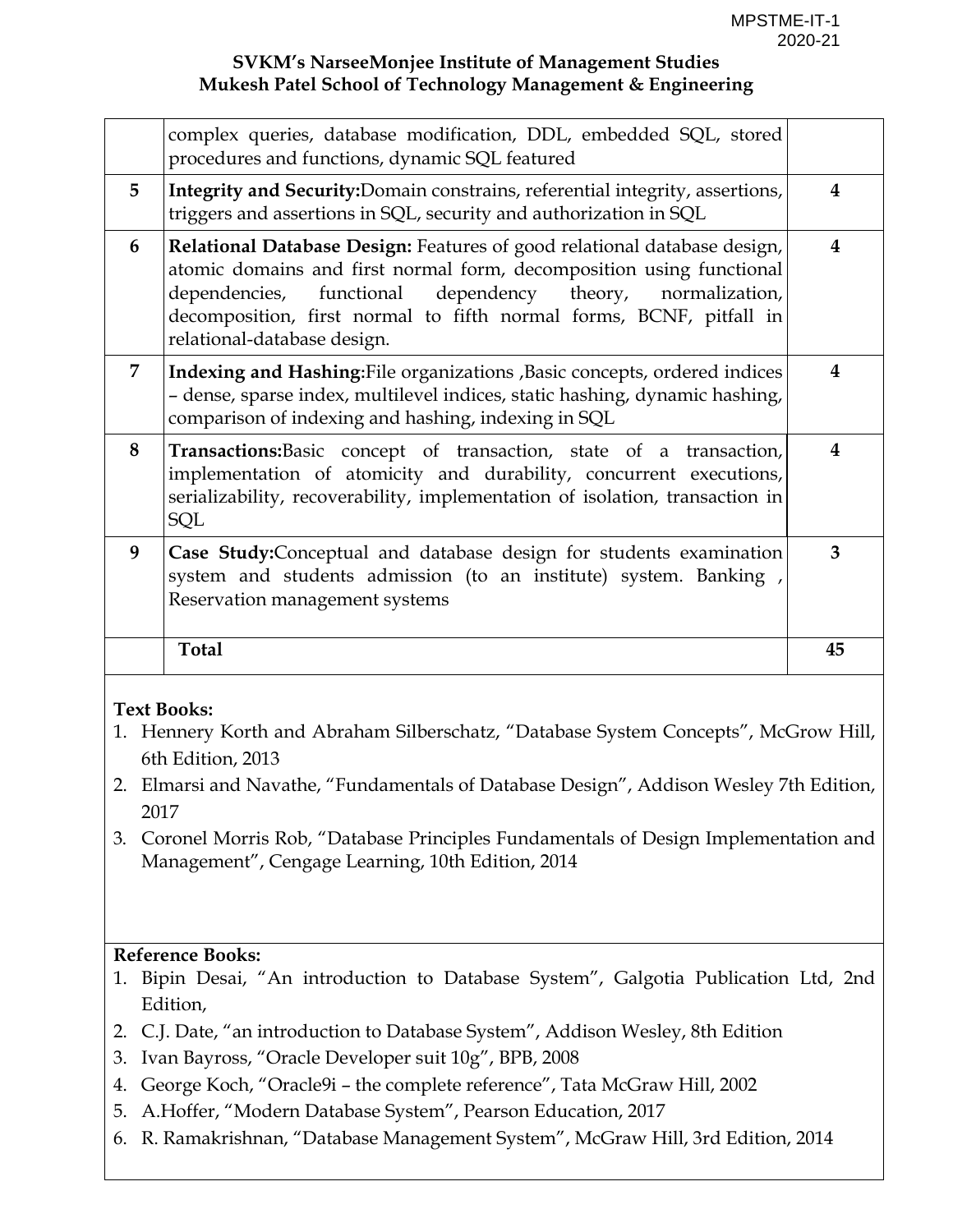**SVKM's NarseeMonjee Institute of Management Studies**
**Mukesh Patel School of Technology Management & Engineering**

| | | |
|---|---|---|
| | complex queries, database modification, DDL, embedded SQL, stored procedures and functions, dynamic SQL featured | |
| 5 | **Integrity and Security:**Domain constrains, referential integrity, assertions, triggers and assertions in SQL, security and authorization in SQL | 4 |
| 6 | **Relational Database Design:** Features of good relational database design, atomic domains and first normal form, decomposition using functional dependencies, functional dependency theory, normalization, decomposition, first normal to fifth normal forms, BCNF, pitfall in relational-database design. | 4 |
| 7 | **Indexing and Hashing**:File organizations ,Basic concepts, ordered indices – dense, sparse index, multilevel indices, static hashing, dynamic hashing, comparison of indexing and hashing, indexing in SQL | 4 |
| 8 | **Transactions:**Basic concept of transaction, state of a transaction, implementation of atomicity and durability, concurrent executions, serializability, recoverability, implementation of isolation, transaction in SQL | 4 |
| 9 | **Case Study:**Conceptual and database design for students examination system and students admission (to an institute) system. Banking , Reservation management systems | 3 |
| | **Total** | **45** |

**Text Books:**

1. Hennery Korth and Abraham Silberschatz, "Database System Concepts", McGrow Hill, 6th Edition, 2013
2. Elmarsi and Navathe, "Fundamentals of Database Design", Addison Wesley 7th Edition, 2017
3. Coronel Morris Rob, "Database Principles Fundamentals of Design Implementation and Management", Cengage Learning, 10th Edition, 2014

**Reference Books:**

1. Bipin Desai, "An introduction to Database System", Galgotia Publication Ltd, 2nd Edition,
2. C.J. Date, "an introduction to Database System", Addison Wesley, 8th Edition
3. Ivan Bayross, "Oracle Developer suit 10g", BPB, 2008
4. George Koch, "Oracle9i – the complete reference", Tata McGraw Hill, 2002
5. A.Hoffer, "Modern Database System", Pearson Education, 2017
6. R. Ramakrishnan, "Database Management System", McGraw Hill, 3rd Edition, 2014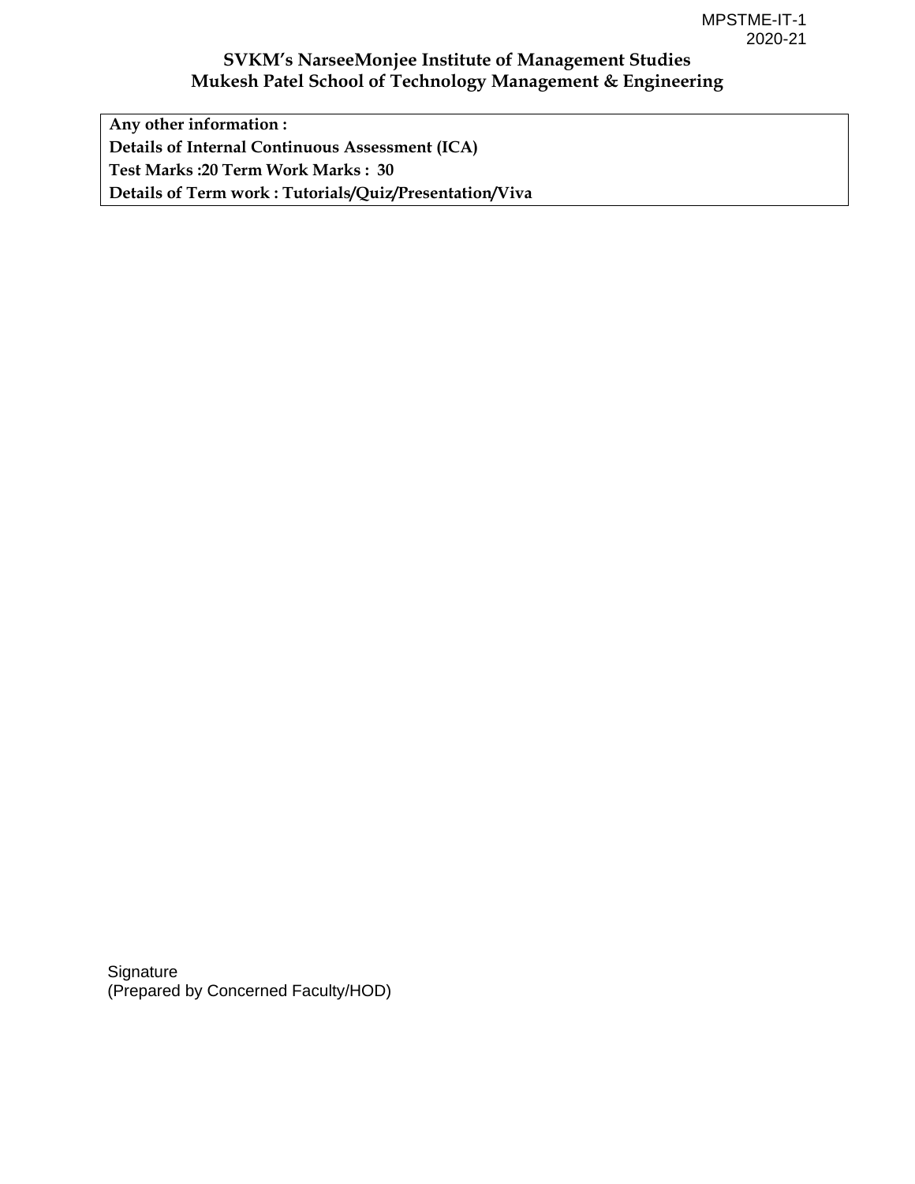**Any other information :**

**Details of Internal Continuous Assessment (ICA)**

**Test Marks :20 Term Work Marks : 30**

**Details of Term work : Tutorials/Quiz/Presentation/Viva**

Signature
(Prepared by Concerned Faculty/HOD)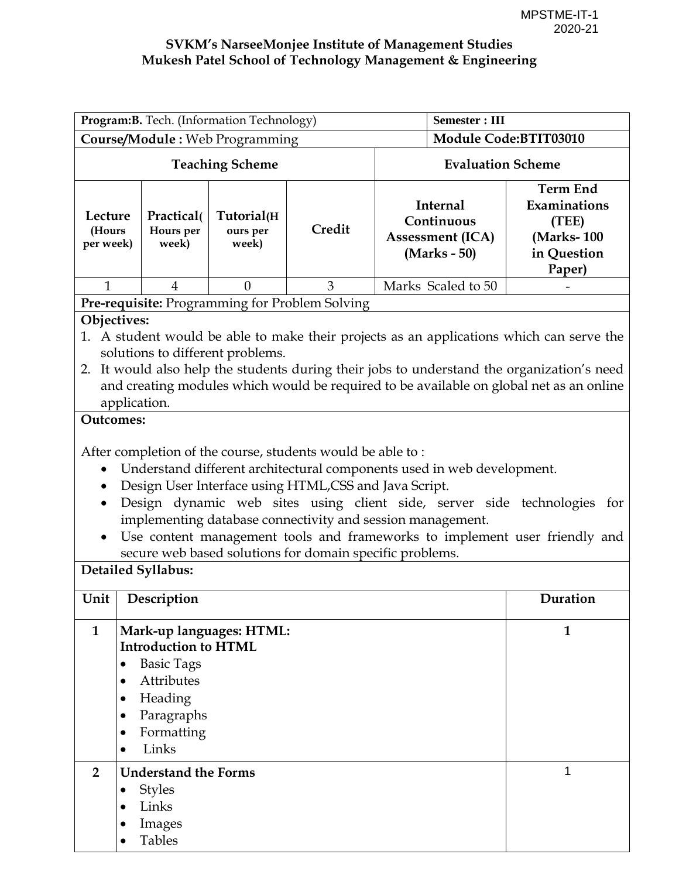MPSTME-IT-1
2020-21

**SVKM's NarseeMonjee Institute of Management Studies**
**Mukesh Patel School of Technology Management & Engineering**

| **Program:B.** Tech. (Information Technology) | | | | **Semester : III** | |
|---|---|---|---|---|---|
| **Course/Module :** Web Programming | | | | **Module Code:BTIT03010** | |
| **Teaching Scheme** | | | | **Evaluation Scheme** | |
| **Lecture (Hours per week)** | **Practical( Hours per week)** | **Tutorial(Hours per week)** | **Credit** | **Internal Continuous Assessment (ICA) (Marks - 50)** | **Term End Examinations (TEE) (Marks- 100 in Question Paper)** |
| 1 | 4 | 0 | 3 | Marks Scaled to 50 | - |

**Pre-requisite:** Programming for Problem Solving

**Objectives:**

1. A student would be able to make their projects as an applications which can serve the solutions to different problems.
2. It would also help the students during their jobs to understand the organization's need and creating modules which would be required to be available on global net as an online application.

**Outcomes:**

After completion of the course, students would be able to :

- Understand different architectural components used in web development.
- Design User Interface using HTML,CSS and Java Script.
- Design dynamic web sites using client side, server side technologies for implementing database connectivity and session management.
- Use content management tools and frameworks to implement user friendly and secure web based solutions for domain specific problems.

**Detailed Syllabus:**

| Unit | Description | Duration |
|---|---|---|
| **1** | **Mark-up languages: HTML:** **Introduction to HTML** <br>• Basic Tags <br>• Attributes <br>• Heading <br>• Paragraphs <br>• Formatting <br>• Links | **1** |
| **2** | **Understand the Forms** <br>• Styles <br>• Links <br>• Images <br>• Tables | 1 |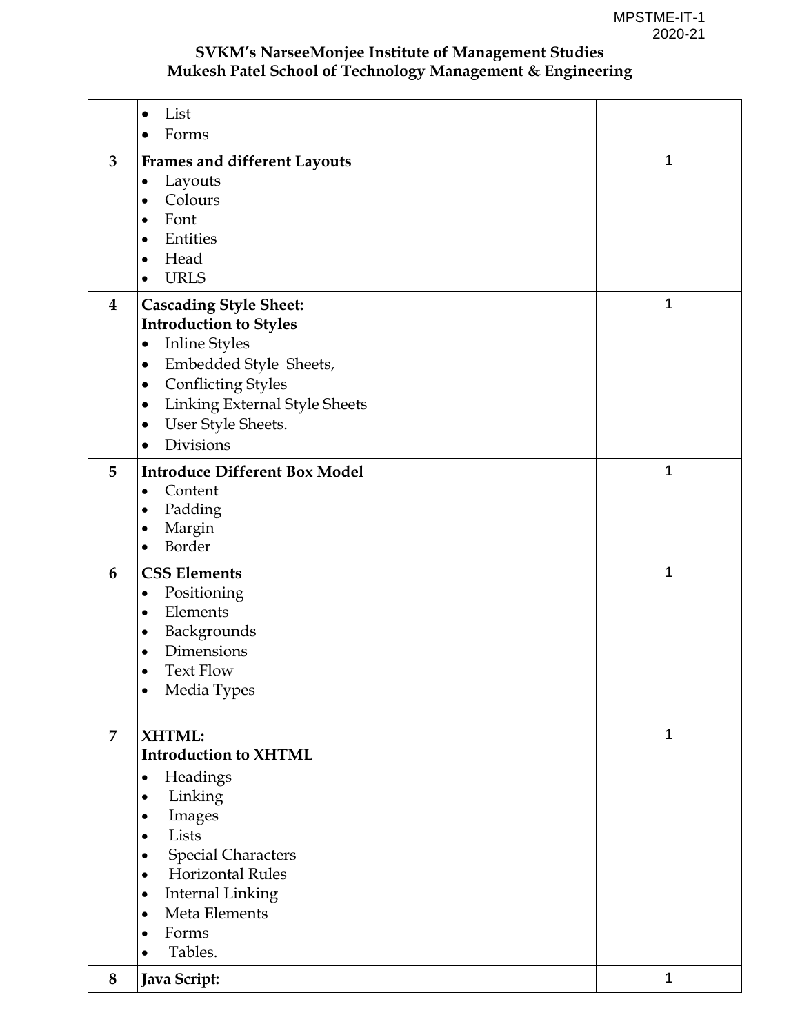**SVKM's NarseeMonjee Institute of Management Studies**
**Mukesh Patel School of Technology Management & Engineering**

| | | |
|---|---|---|
| | • List<br>• Forms | |
| **3** | **Frames and different Layouts**<br>• Layouts<br>• Colours<br>• Font<br>• Entities<br>• Head<br>• URLS | 1 |
| **4** | **Cascading Style Sheet:**<br>**Introduction to Styles**<br>• Inline Styles<br>• Embedded Style Sheets,<br>• Conflicting Styles<br>• Linking External Style Sheets<br>• User Style Sheets.<br>• Divisions | 1 |
| **5** | **Introduce Different Box Model**<br>• Content<br>• Padding<br>• Margin<br>• Border | 1 |
| **6** | **CSS Elements**<br>• Positioning<br>• Elements<br>• Backgrounds<br>• Dimensions<br>• Text Flow<br>• Media Types | 1 |
| **7** | **XHTML:**<br>**Introduction to XHTML**<br>• Headings<br>• Linking<br>• Images<br>• Lists<br>• Special Characters<br>• Horizontal Rules<br>• Internal Linking<br>• Meta Elements<br>• Forms<br>• Tables. | 1 |
| **8** | **Java Script:** | 1 |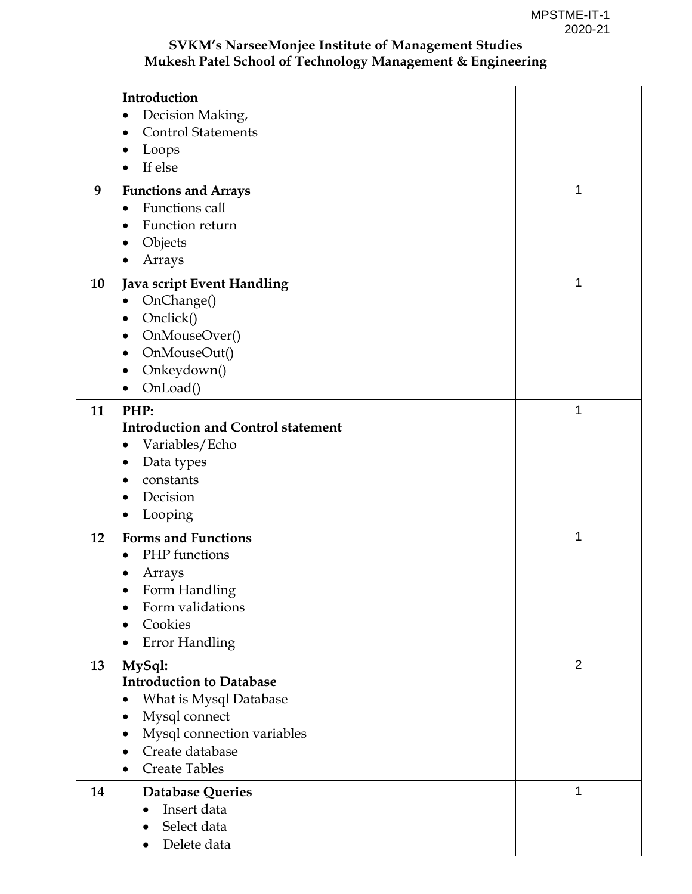**SVKM's NarseeMonjee Institute of Management Studies**
**Mukesh Patel School of Technology Management & Engineering**

| | | |
|---|---|---|
| | **Introduction**<br>• Decision Making,<br>• Control Statements<br>• Loops<br>• If else | |
| **9** | **Functions and Arrays**<br>• Functions call<br>• Function return<br>• Objects<br>• Arrays | 1 |
| **10** | **Java script Event Handling**<br>• OnChange()<br>• Onclick()<br>• OnMouseOver()<br>• OnMouseOut()<br>• Onkeydown()<br>• OnLoad() | 1 |
| **11** | **PHP:**<br>**Introduction and Control statement**<br>• Variables/Echo<br>• Data types<br>• constants<br>• Decision<br>• Looping | 1 |
| **12** | **Forms and Functions**<br>• PHP functions<br>• Arrays<br>• Form Handling<br>• Form validations<br>• Cookies<br>• Error Handling | 1 |
| **13** | **MySql:**<br>**Introduction to Database**<br>• What is Mysql Database<br>• Mysql connect<br>• Mysql connection variables<br>• Create database<br>• Create Tables | 2 |
| **14** | **Database Queries**<br>• Insert data<br>• Select data<br>• Delete data | 1 |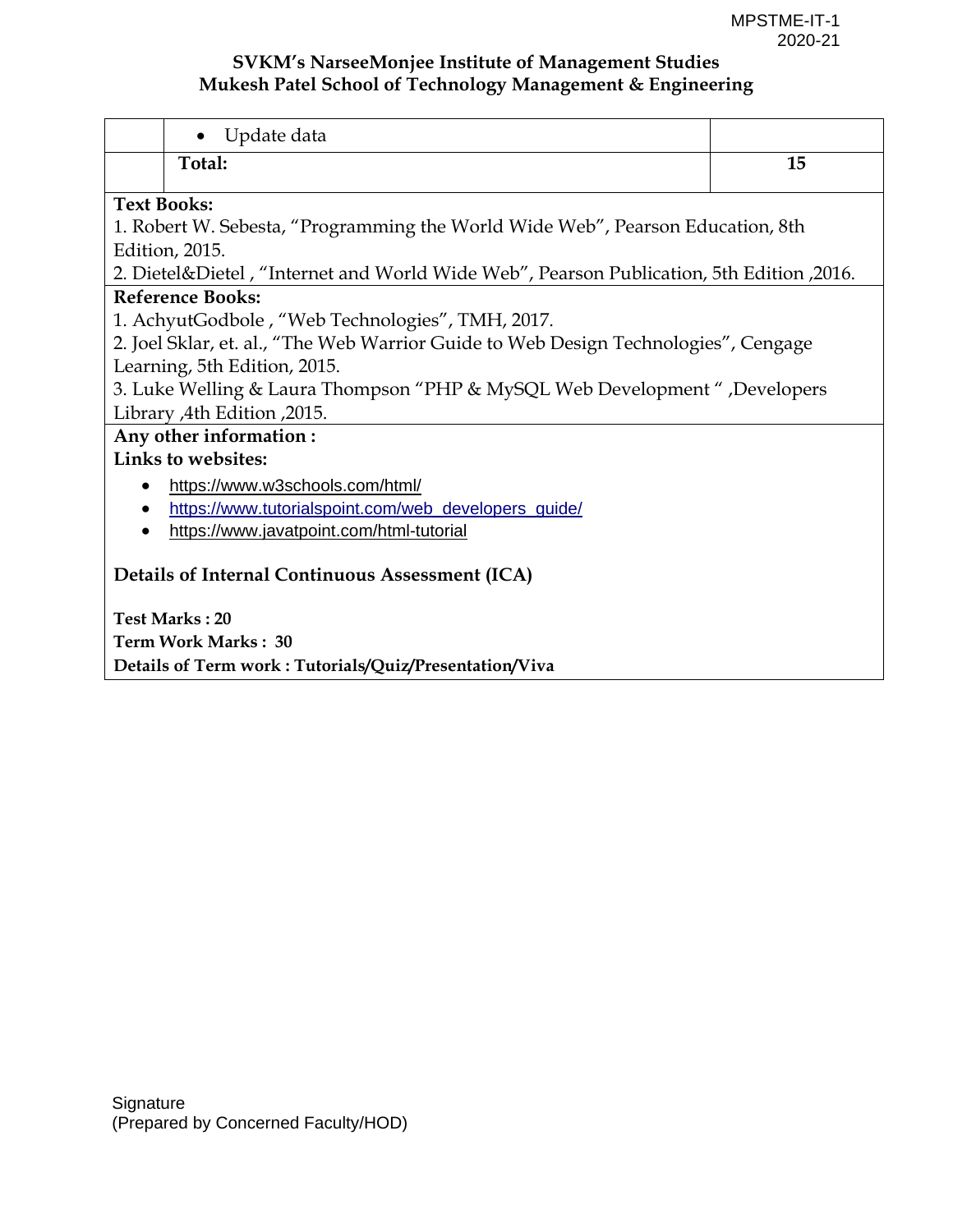| | • Update data | |
|---|---|---|
| | **Total:** | **15** |

**Text Books:**

1. Robert W. Sebesta, "Programming the World Wide Web", Pearson Education, 8th Edition, 2015.
2. Dietel&Dietel , "Internet and World Wide Web", Pearson Publication, 5th Edition ,2016.

**Reference Books:**

1. AchyutGodbole , "Web Technologies", TMH, 2017.
2. Joel Sklar, et. al., "The Web Warrior Guide to Web Design Technologies", Cengage Learning, 5th Edition, 2015.
3. Luke Welling & Laura Thompson "PHP & MySQL Web Development " ,Developers Library ,4th Edition ,2015.

**Any other information :**

**Links to websites:**

- https://www.w3schools.com/html/
- https://www.tutorialspoint.com/web_developers_guide/
- https://www.javatpoint.com/html-tutorial

**Details of Internal Continuous Assessment (ICA)**

**Test Marks : 20**

**Term Work Marks : 30**

**Details of Term work : Tutorials/Quiz/Presentation/Viva**

Signature
(Prepared by Concerned Faculty/HOD)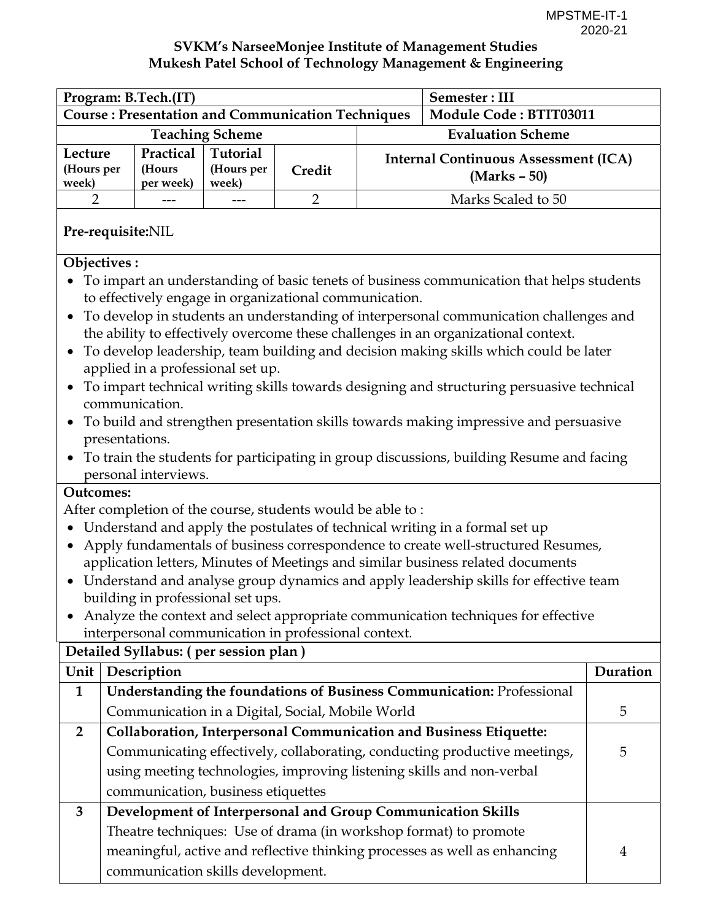SVKM's NarseeMonjee Institute of Management Studies
Mukesh Patel School of Technology Management & Engineering

| Program: B.Tech.(IT) | | | | Semester : III |
|---|---|---|---|---|
| **Course : Presentation and Communication Techniques** | | | | **Module Code : BTIT03011** |
| **Teaching Scheme** | | | | **Evaluation Scheme** |
| **Lecture (Hours per week)** | **Practical (Hours per week)** | **Tutorial (Hours per week)** | **Credit** | **Internal Continuous Assessment (ICA) (Marks – 50)** |
| 2 | --- | --- | 2 | Marks Scaled to 50 |

**Pre-requisite:**NIL

**Objectives :**

- To impart an understanding of basic tenets of business communication that helps students to effectively engage in organizational communication.
- To develop in students an understanding of interpersonal communication challenges and the ability to effectively overcome these challenges in an organizational context.
- To develop leadership, team building and decision making skills which could be later applied in a professional set up.
- To impart technical writing skills towards designing and structuring persuasive technical communication.
- To build and strengthen presentation skills towards making impressive and persuasive presentations.
- To train the students for participating in group discussions, building Resume and facing personal interviews.

**Outcomes:**

After completion of the course, students would be able to :

- Understand and apply the postulates of technical writing in a formal set up
- Apply fundamentals of business correspondence to create well-structured Resumes, application letters, Minutes of Meetings and similar business related documents
- Understand and analyse group dynamics and apply leadership skills for effective team building in professional set ups.
- Analyze the context and select appropriate communication techniques for effective interpersonal communication in professional context.

**Detailed Syllabus: ( per session plan )**

| Unit | Description | Duration |
|---|---|---|
| **1** | **Understanding the foundations of Business Communication:** Professional Communication in a Digital, Social, Mobile World | 5 |
| **2** | **Collaboration, Interpersonal Communication and Business Etiquette:** Communicating effectively, collaborating, conducting productive meetings, using meeting technologies, improving listening skills and non-verbal communication, business etiquettes | 5 |
| **3** | **Development of Interpersonal and Group Communication Skills** Theatre techniques: Use of drama (in workshop format) to promote meaningful, active and reflective thinking processes as well as enhancing communication skills development. | 4 |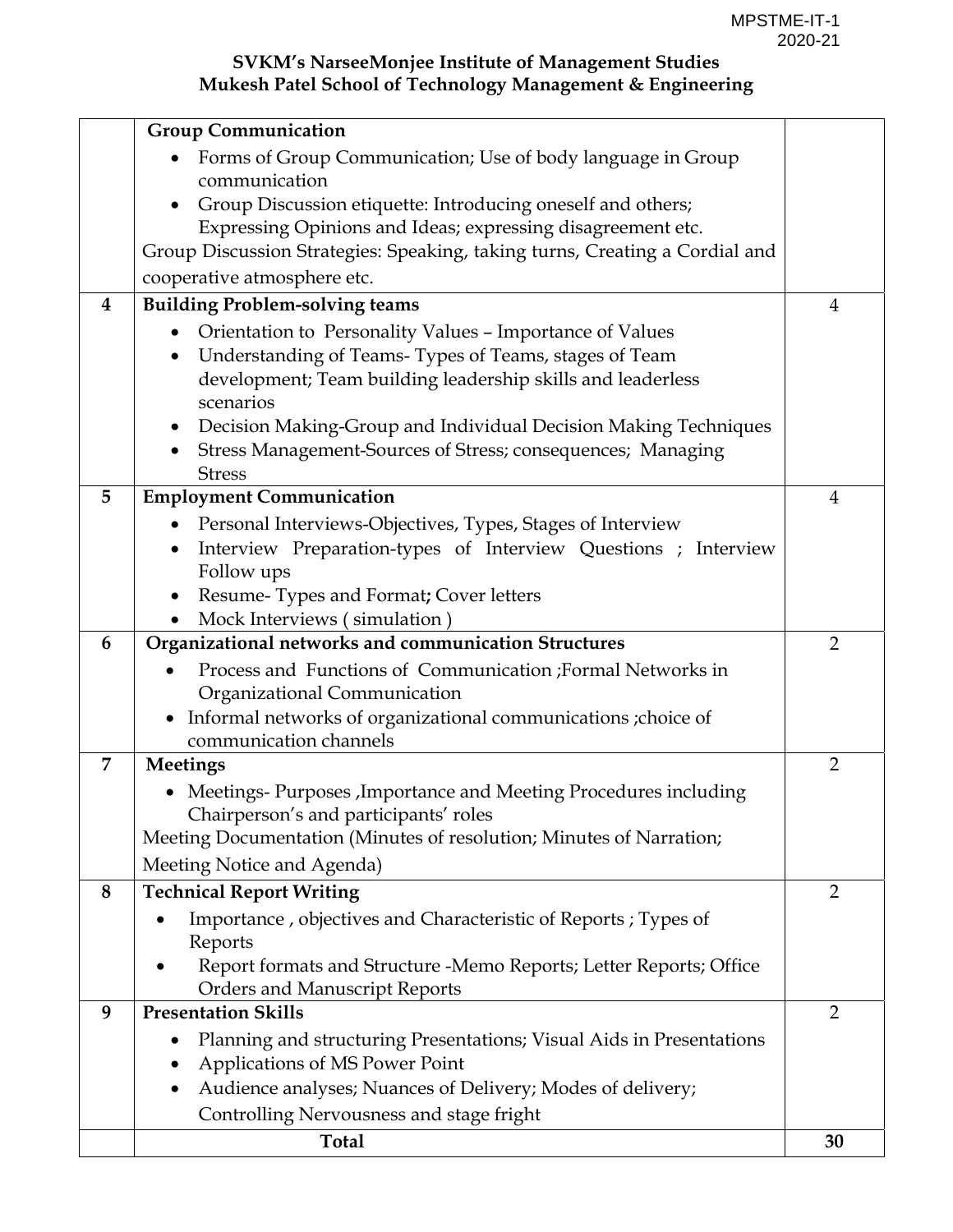**SVKM's NarseeMonjee Institute of Management Studies**
**Mukesh Patel School of Technology Management & Engineering**

| | | |
|---|---|---|
| | **Group Communication**<br>• Forms of Group Communication; Use of body language in Group communication<br>• Group Discussion etiquette: Introducing oneself and others; Expressing Opinions and Ideas; expressing disagreement etc.<br>Group Discussion Strategies: Speaking, taking turns, Creating a Cordial and cooperative atmosphere etc. | |
| **4** | **Building Problem-solving teams**<br>• Orientation to Personality Values – Importance of Values<br>• Understanding of Teams- Types of Teams, stages of Team development; Team building leadership skills and leaderless scenarios<br>• Decision Making-Group and Individual Decision Making Techniques<br>• Stress Management-Sources of Stress; consequences; Managing Stress | 4 |
| **5** | **Employment Communication**<br>• Personal Interviews-Objectives, Types, Stages of Interview<br>• Interview Preparation-types of Interview Questions ; Interview Follow ups<br>• Resume- Types and Format**;** Cover letters<br>• Mock Interviews ( simulation ) | 4 |
| **6** | **Organizational networks and communication Structures**<br>• Process and Functions of Communication ;Formal Networks in Organizational Communication<br>• Informal networks of organizational communications ;choice of communication channels | 2 |
| **7** | **Meetings**<br>• Meetings- Purposes ,Importance and Meeting Procedures including Chairperson's and participants' roles<br>Meeting Documentation (Minutes of resolution; Minutes of Narration; Meeting Notice and Agenda) | 2 |
| **8** | **Technical Report Writing**<br>• Importance , objectives and Characteristic of Reports ; Types of Reports<br>• Report formats and Structure -Memo Reports; Letter Reports; Office Orders and Manuscript Reports | 2 |
| **9** | **Presentation Skills**<br>• Planning and structuring Presentations; Visual Aids in Presentations<br>• Applications of MS Power Point<br>• Audience analyses; Nuances of Delivery; Modes of delivery; Controlling Nervousness and stage fright | 2 |
| | **Total** | **30** |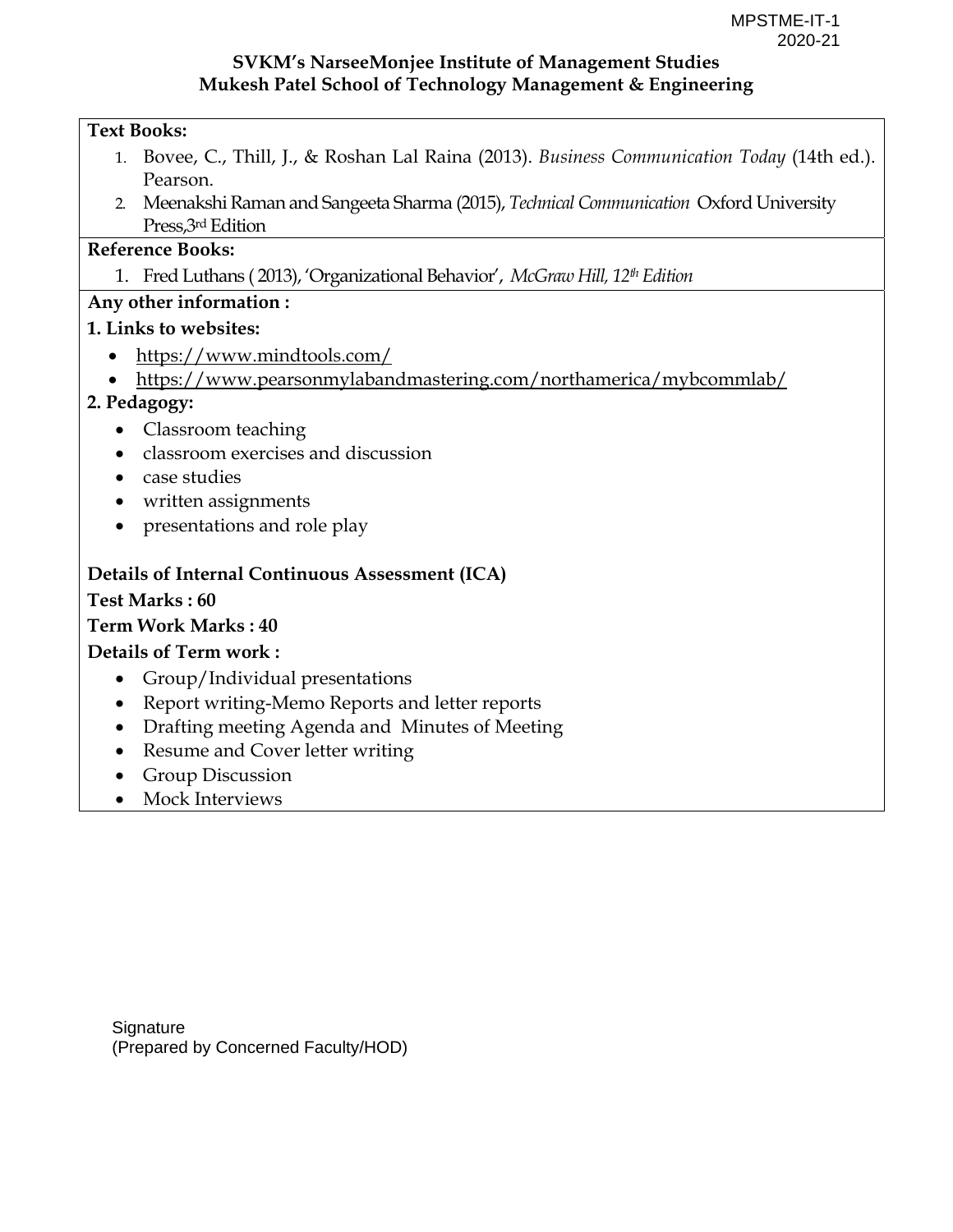**Text Books:**

1. Bovee, C., Thill, J., & Roshan Lal Raina (2013). *Business Communication Today* (14th ed.). Pearson.
2. Meenakshi Raman and Sangeeta Sharma (2015), *Technical Communication* Oxford University Press,3rd Edition

**Reference Books:**

1. Fred Luthans ( 2013), 'Organizational Behavior', *McGraw Hill, 12th Edition*

**Any other information :**

**1. Links to websites:**

- https://www.mindtools.com/
- https://www.pearsonmylabandmastering.com/northamerica/mybcommlab/

**2. Pedagogy:**

- Classroom teaching
- classroom exercises and discussion
- case studies
- written assignments
- presentations and role play

**Details of Internal Continuous Assessment (ICA)**

**Test Marks : 60**

**Term Work Marks : 40**

**Details of Term work :**

- Group/Individual presentations
- Report writing-Memo Reports and letter reports
- Drafting meeting Agenda and Minutes of Meeting
- Resume and Cover letter writing
- Group Discussion
- Mock Interviews

Signature
(Prepared by Concerned Faculty/HOD)